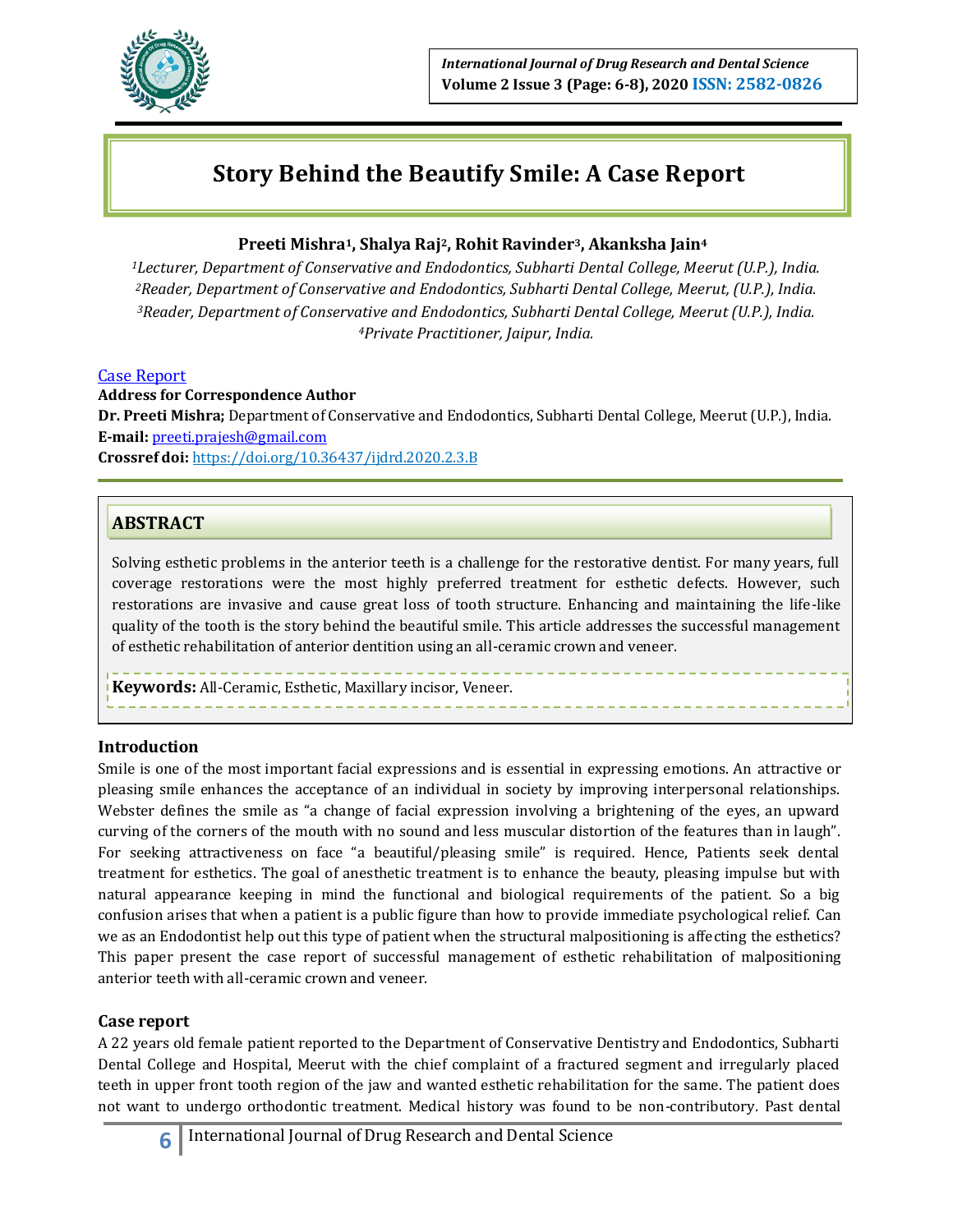# Story Behind the Beautify Smile: A Case Report

**Preeti Mishra[1], Shalya Raj[2], Rohit Ravinder[3], Akanksha Jain[4]**

*[1]Lecturer, Department of Conservative and Endodontics, Subharti Dental College, Meerut (U.P.), India.*
*[2]Reader, Department of Conservative and Endodontics, Subharti Dental College, Meerut, (U.P.), India.*
*[3]Reader, Department of Conservative and Endodontics, Subharti Dental College, Meerut (U.P.), India.*
*[4]Private Practitioner, Jaipur, India.*

Case Report

**Address for Correspondence Author**
**Dr. Preeti Mishra;** Department of Conservative and Endodontics, Subharti Dental College, Meerut (U.P.), India.
**E-mail:** preeti.prajesh@gmail.com
**Crossref doi:** https://doi.org/10.36437/ijdrd.2020.2.3.B

## ABSTRACT

Solving esthetic problems in the anterior teeth is a challenge for the restorative dentist. For many years, full coverage restorations were the most highly preferred treatment for esthetic defects. However, such restorations are invasive and cause great loss of tooth structure. Enhancing and maintaining the life-like quality of the tooth is the story behind the beautiful smile. This article addresses the successful management of esthetic rehabilitation of anterior dentition using an all-ceramic crown and veneer.

**Keywords:** All-Ceramic, Esthetic, Maxillary incisor, Veneer.

## Introduction

Smile is one of the most important facial expressions and is essential in expressing emotions. An attractive or pleasing smile enhances the acceptance of an individual in society by improving interpersonal relationships. Webster defines the smile as "a change of facial expression involving a brightening of the eyes, an upward curving of the corners of the mouth with no sound and less muscular distortion of the features than in laugh". For seeking attractiveness on face "a beautiful/pleasing smile" is required. Hence, Patients seek dental treatment for esthetics. The goal of anesthetic treatment is to enhance the beauty, pleasing impulse but with natural appearance keeping in mind the functional and biological requirements of the patient. So a big confusion arises that when a patient is a public figure than how to provide immediate psychological relief. Can we as an Endodontist help out this type of patient when the structural malpositioning is affecting the esthetics? This paper present the case report of successful management of esthetic rehabilitation of malpositioning anterior teeth with all-ceramic crown and veneer.

## Case report

A 22 years old female patient reported to the Department of Conservative Dentistry and Endodontics, Subharti Dental College and Hospital, Meerut with the chief complaint of a fractured segment and irregularly placed teeth in upper front tooth region of the jaw and wanted esthetic rehabilitation for the same. The patient does not want to undergo orthodontic treatment. Medical history was found to be non-contributory. Past dental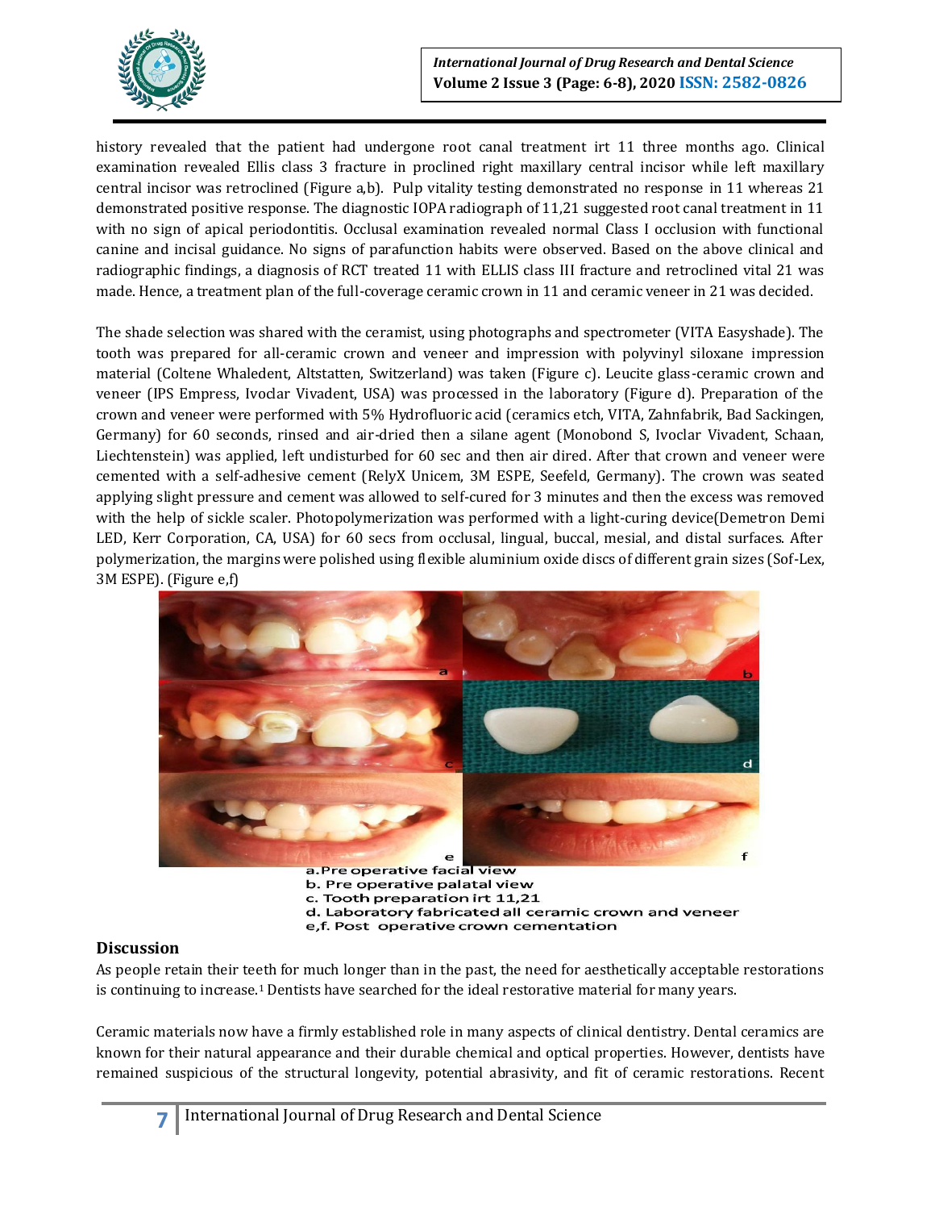history revealed that the patient had undergone root canal treatment irt 11 three months ago. Clinical examination revealed Ellis class 3 fracture in proclined right maxillary central incisor while left maxillary central incisor was retroclined (Figure a,b). Pulp vitality testing demonstrated no response in 11 whereas 21 demonstrated positive response. The diagnostic IOPA radiograph of 11,21 suggested root canal treatment in 11 with no sign of apical periodontitis. Occlusal examination revealed normal Class I occlusion with functional canine and incisal guidance. No signs of parafunction habits were observed. Based on the above clinical and radiographic findings, a diagnosis of RCT treated 11 with ELLIS class III fracture and retroclined vital 21 was made. Hence, a treatment plan of the full-coverage ceramic crown in 11 and ceramic veneer in 21 was decided.

The shade selection was shared with the ceramist, using photographs and spectrometer (VITA Easyshade). The tooth was prepared for all-ceramic crown and veneer and impression with polyvinyl siloxane impression material (Coltene Whaledent, Altstatten, Switzerland) was taken (Figure c). Leucite glass-ceramic crown and veneer (IPS Empress, Ivoclar Vivadent, USA) was processed in the laboratory (Figure d). Preparation of the crown and veneer were performed with 5% Hydrofluoric acid (ceramics etch, VITA, Zahnfabrik, Bad Sackingen, Germany) for 60 seconds, rinsed and air-dried then a silane agent (Monobond S, Ivoclar Vivadent, Schaan, Liechtenstein) was applied, left undisturbed for 60 sec and then air dired. After that crown and veneer were cemented with a self-adhesive cement (RelyX Unicem, 3M ESPE, Seefeld, Germany). The crown was seated applying slight pressure and cement was allowed to self-cured for 3 minutes and then the excess was removed with the help of sickle scaler. Photopolymerization was performed with a light-curing device(Demetron Demi LED, Kerr Corporation, CA, USA) for 60 secs from occlusal, lingual, buccal, mesial, and distal surfaces. After polymerization, the margins were polished using flexible aluminium oxide discs of different grain sizes (Sof-Lex, 3M ESPE). (Figure e,f)

a. Pre operative facial view
b. Pre operative palatal view
c. Tooth preparation irt 11,21
d. Laboratory fabricated all ceramic crown and veneer
e,f. Post operative crown cementation

## Discussion

As people retain their teeth for much longer than in the past, the need for aesthetically acceptable restorations is continuing to increase.[1] Dentists have searched for the ideal restorative material for many years.

Ceramic materials now have a firmly established role in many aspects of clinical dentistry. Dental ceramics are known for their natural appearance and their durable chemical and optical properties. However, dentists have remained suspicious of the structural longevity, potential abrasivity, and fit of ceramic restorations. Recent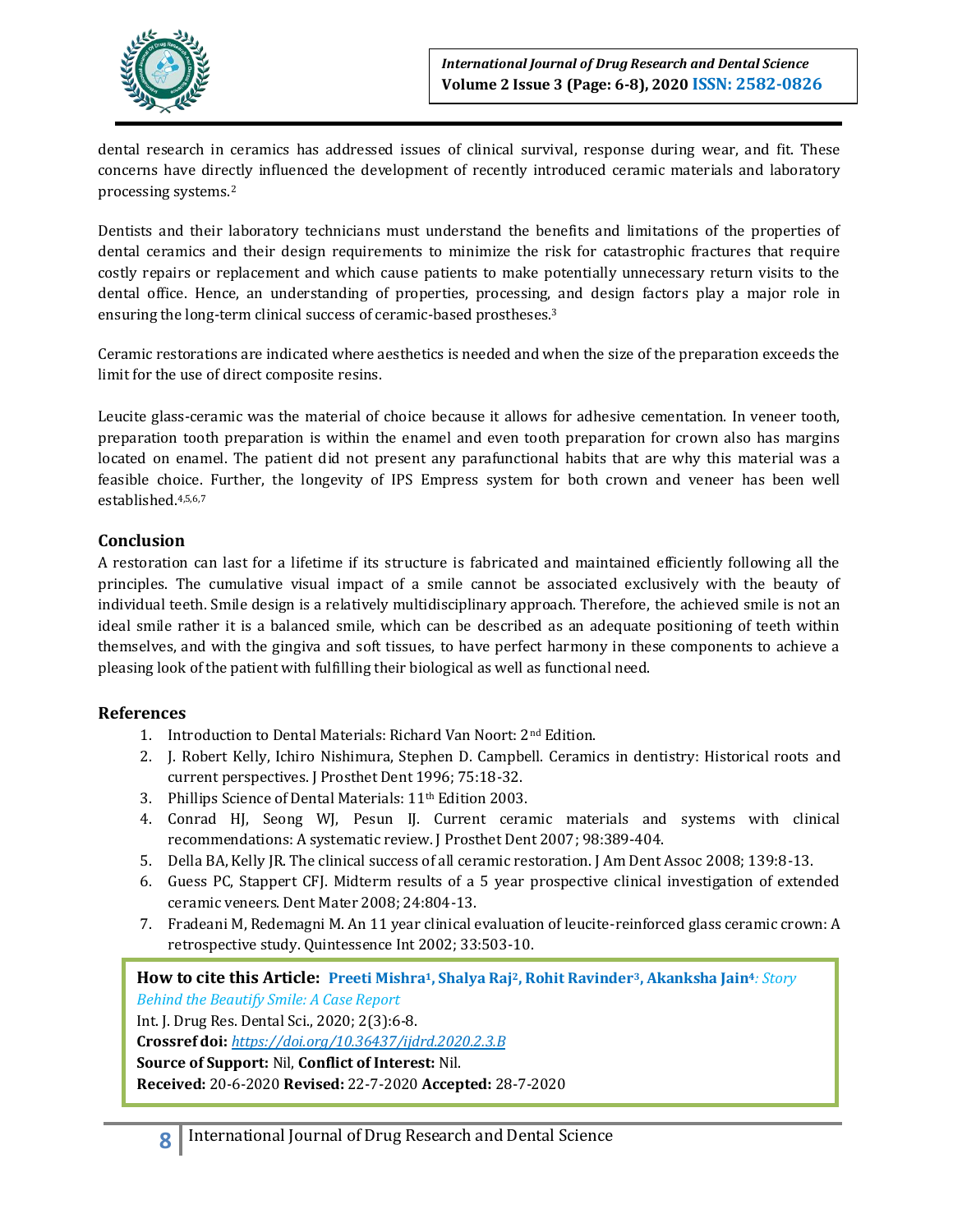dental research in ceramics has addressed issues of clinical survival, response during wear, and fit. These concerns have directly influenced the development of recently introduced ceramic materials and laboratory processing systems.[2]

Dentists and their laboratory technicians must understand the benefits and limitations of the properties of dental ceramics and their design requirements to minimize the risk for catastrophic fractures that require costly repairs or replacement and which cause patients to make potentially unnecessary return visits to the dental office. Hence, an understanding of properties, processing, and design factors play a major role in ensuring the long-term clinical success of ceramic-based prostheses.[3]

Ceramic restorations are indicated where aesthetics is needed and when the size of the preparation exceeds the limit for the use of direct composite resins.

Leucite glass-ceramic was the material of choice because it allows for adhesive cementation. In veneer tooth, preparation tooth preparation is within the enamel and even tooth preparation for crown also has margins located on enamel. The patient did not present any parafunctional habits that are why this material was a feasible choice. Further, the longevity of IPS Empress system for both crown and veneer has been well established.[4,5,6,7]

## Conclusion

A restoration can last for a lifetime if its structure is fabricated and maintained efficiently following all the principles. The cumulative visual impact of a smile cannot be associated exclusively with the beauty of individual teeth. Smile design is a relatively multidisciplinary approach. Therefore, the achieved smile is not an ideal smile rather it is a balanced smile, which can be described as an adequate positioning of teeth within themselves, and with the gingiva and soft tissues, to have perfect harmony in these components to achieve a pleasing look of the patient with fulfilling their biological as well as functional need.

## References

1. Introduction to Dental Materials: Richard Van Noort: 2nd Edition.
2. J. Robert Kelly, Ichiro Nishimura, Stephen D. Campbell. Ceramics in dentistry: Historical roots and current perspectives. J Prosthet Dent 1996; 75:18-32.
3. Phillips Science of Dental Materials: 11th Edition 2003.
4. Conrad HJ, Seong WJ, Pesun IJ. Current ceramic materials and systems with clinical recommendations: A systematic review. J Prosthet Dent 2007; 98:389-404.
5. Della BA, Kelly JR. The clinical success of all ceramic restoration. J Am Dent Assoc 2008; 139:8-13.
6. Guess PC, Stappert CFJ. Midterm results of a 5 year prospective clinical investigation of extended ceramic veneers. Dent Mater 2008; 24:804-13.
7. Fradeani M, Redemagni M. An 11 year clinical evaluation of leucite-reinforced glass ceramic crown: A retrospective study. Quintessence Int 2002; 33:503-10.

**How to cite this Article:** **Preeti Mishra[1], Shalya Raj[2], Rohit Ravinder[3], Akanksha Jain[4]**: *Story Behind the Beautify Smile: A Case Report*
Int. J. Drug Res. Dental Sci., 2020; 2(3):6-8.
**Crossref doi:** *https://doi.org/10.36437/ijdrd.2020.2.3.B*
**Source of Support:** Nil, **Conflict of Interest:** Nil.
**Received:** 20-6-2020 **Revised:** 22-7-2020 **Accepted:** 28-7-2020